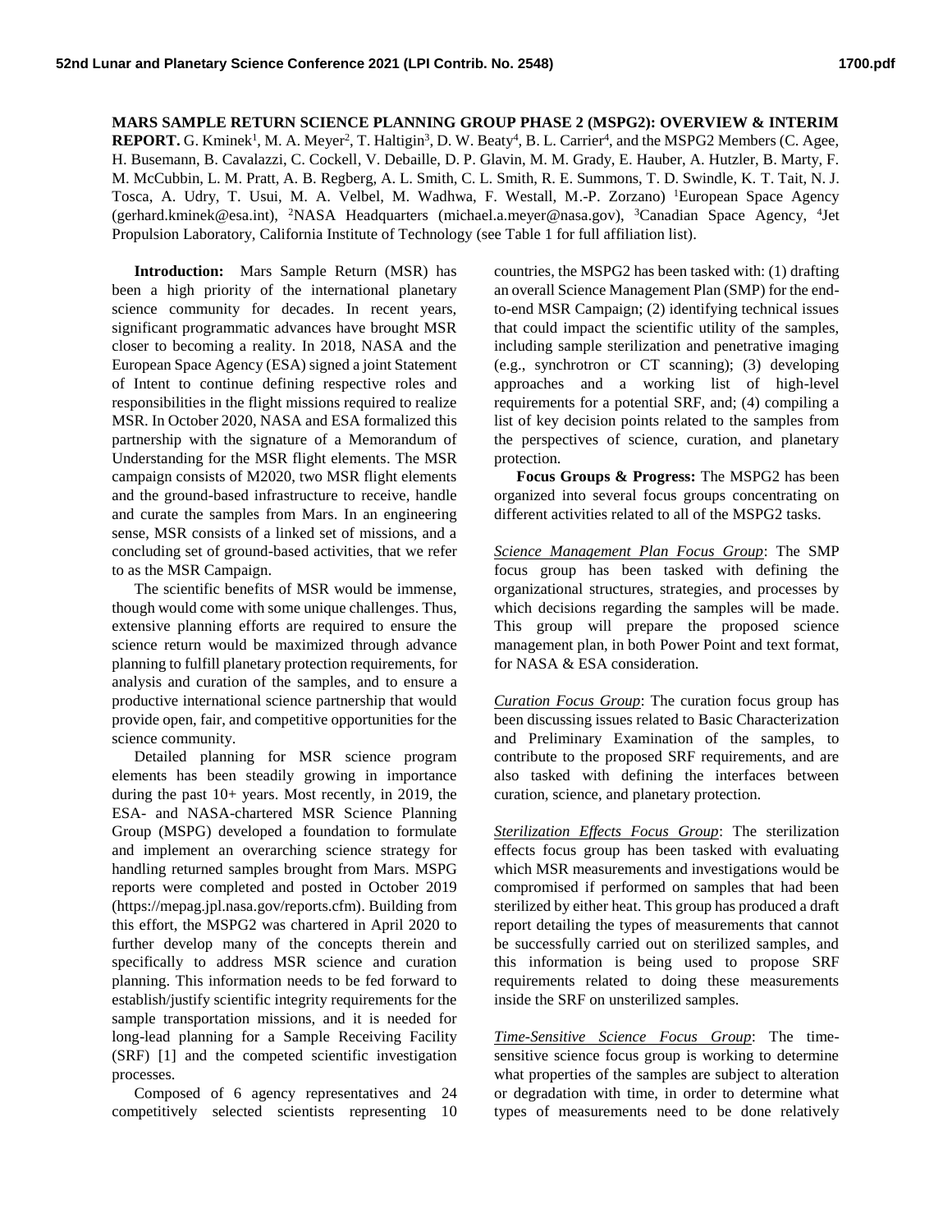**MARS SAMPLE RETURN SCIENCE PLANNING GROUP PHASE 2 (MSPG2): OVERVIEW & INTERIM REPORT.** G. Kminek[1], M. A. Meyer[2], T. Haltigin[3], D. W. Beaty[4], B. L. Carrier[4], and the MSPG2 Members (C. Agee, H. Busemann, B. Cavalazzi, C. Cockell, V. Debaille, D. P. Glavin, M. M. Grady, E. Hauber, A. Hutzler, B. Marty, F. M. McCubbin, L. M. Pratt, A. B. Regberg, A. L. Smith, C. L. Smith, R. E. Summons, T. D. Swindle, K. T. Tait, N. J. Tosca, A. Udry, T. Usui, M. A. Velbel, M. Wadhwa, F. Westall, M.-P. Zorzano) [1]European Space Agency (gerhard.kminek@esa.int), [2]NASA Headquarters (michael.a.meyer@nasa.gov), [3]Canadian Space Agency, [4]Jet Propulsion Laboratory, California Institute of Technology (see Table 1 for full affiliation list).

**Introduction:** Mars Sample Return (MSR) has been a high priority of the international planetary science community for decades. In recent years, significant programmatic advances have brought MSR closer to becoming a reality. In 2018, NASA and the European Space Agency (ESA) signed a joint Statement of Intent to continue defining respective roles and responsibilities in the flight missions required to realize MSR. In October 2020, NASA and ESA formalized this partnership with the signature of a Memorandum of Understanding for the MSR flight elements. The MSR campaign consists of M2020, two MSR flight elements and the ground-based infrastructure to receive, handle and curate the samples from Mars. In an engineering sense, MSR consists of a linked set of missions, and a concluding set of ground-based activities, that we refer to as the MSR Campaign.

The scientific benefits of MSR would be immense, though would come with some unique challenges. Thus, extensive planning efforts are required to ensure the science return would be maximized through advance planning to fulfill planetary protection requirements, for analysis and curation of the samples, and to ensure a productive international science partnership that would provide open, fair, and competitive opportunities for the science community.

Detailed planning for MSR science program elements has been steadily growing in importance during the past 10+ years. Most recently, in 2019, the ESA- and NASA-chartered MSR Science Planning Group (MSPG) developed a foundation to formulate and implement an overarching science strategy for handling returned samples brought from Mars. MSPG reports were completed and posted in October 2019 (https://mepag.jpl.nasa.gov/reports.cfm). Building from this effort, the MSPG2 was chartered in April 2020 to further develop many of the concepts therein and specifically to address MSR science and curation planning. This information needs to be fed forward to establish/justify scientific integrity requirements for the sample transportation missions, and it is needed for long-lead planning for a Sample Receiving Facility (SRF) [1] and the competed scientific investigation processes.

Composed of 6 agency representatives and 24 competitively selected scientists representing 10 countries, the MSPG2 has been tasked with: (1) drafting an overall Science Management Plan (SMP) for the end-to-end MSR Campaign; (2) identifying technical issues that could impact the scientific utility of the samples, including sample sterilization and penetrative imaging (e.g., synchrotron or CT scanning); (3) developing approaches and a working list of high-level requirements for a potential SRF, and; (4) compiling a list of key decision points related to the samples from the perspectives of science, curation, and planetary protection.

**Focus Groups & Progress:** The MSPG2 has been organized into several focus groups concentrating on different activities related to all of the MSPG2 tasks.

*Science Management Plan Focus Group*: The SMP focus group has been tasked with defining the organizational structures, strategies, and processes by which decisions regarding the samples will be made. This group will prepare the proposed science management plan, in both Power Point and text format, for NASA & ESA consideration.

*Curation Focus Group*: The curation focus group has been discussing issues related to Basic Characterization and Preliminary Examination of the samples, to contribute to the proposed SRF requirements, and are also tasked with defining the interfaces between curation, science, and planetary protection.

*Sterilization Effects Focus Group*: The sterilization effects focus group has been tasked with evaluating which MSR measurements and investigations would be compromised if performed on samples that had been sterilized by either heat. This group has produced a draft report detailing the types of measurements that cannot be successfully carried out on sterilized samples, and this information is being used to propose SRF requirements related to doing these measurements inside the SRF on unsterilized samples.

*Time-Sensitive Science Focus Group*: The time-sensitive science focus group is working to determine what properties of the samples are subject to alteration or degradation with time, in order to determine what types of measurements need to be done relatively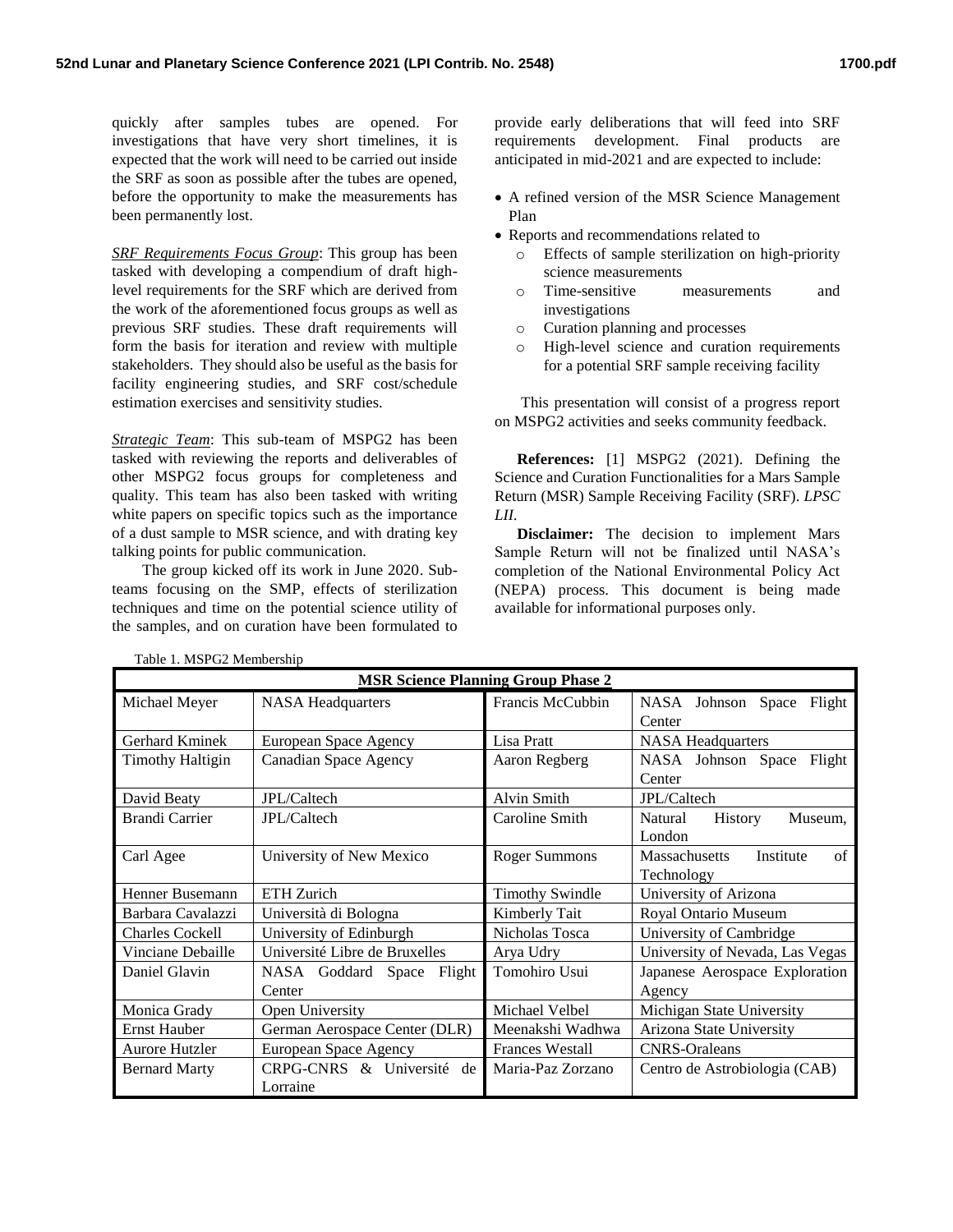quickly after samples tubes are opened. For investigations that have very short timelines, it is expected that the work will need to be carried out inside the SRF as soon as possible after the tubes are opened, before the opportunity to make the measurements has been permanently lost.

*SRF Requirements Focus Group*: This group has been tasked with developing a compendium of draft high-level requirements for the SRF which are derived from the work of the aforementioned focus groups as well as previous SRF studies. These draft requirements will form the basis for iteration and review with multiple stakeholders. They should also be useful as the basis for facility engineering studies, and SRF cost/schedule estimation exercises and sensitivity studies.

*Strategic Team*: This sub-team of MSPG2 has been tasked with reviewing the reports and deliverables of other MSPG2 focus groups for completeness and quality. This team has also been tasked with writing white papers on specific topics such as the importance of a dust sample to MSR science, and with drating key talking points for public communication.

The group kicked off its work in June 2020. Sub-teams focusing on the SMP, effects of sterilization techniques and time on the potential science utility of the samples, and on curation have been formulated to provide early deliberations that will feed into SRF requirements development. Final products are anticipated in mid-2021 and are expected to include:

- A refined version of the MSR Science Management Plan
- Reports and recommendations related to
  - Effects of sample sterilization on high-priority science measurements
  - Time-sensitive measurements and investigations
  - Curation planning and processes
  - High-level science and curation requirements for a potential SRF sample receiving facility

This presentation will consist of a progress report on MSPG2 activities and seeks community feedback.

**References:** [1] MSPG2 (2021). Defining the Science and Curation Functionalities for a Mars Sample Return (MSR) Sample Receiving Facility (SRF). *LPSC LII*.

**Disclaimer:** The decision to implement Mars Sample Return will not be finalized until NASA's completion of the National Environmental Policy Act (NEPA) process. This document is being made available for informational purposes only.

Table 1. MSPG2 Membership

| MSR Science Planning Group Phase 2 | | | |
|---|---|---|---|
| Michael Meyer | NASA Headquarters | Francis McCubbin | NASA Johnson Space Flight Center |
| Gerhard Kminek | European Space Agency | Lisa Pratt | NASA Headquarters |
| Timothy Haltigin | Canadian Space Agency | Aaron Regberg | NASA Johnson Space Flight Center |
| David Beaty | JPL/Caltech | Alvin Smith | JPL/Caltech |
| Brandi Carrier | JPL/Caltech | Caroline Smith | Natural History Museum, London |
| Carl Agee | University of New Mexico | Roger Summons | Massachusetts Institute of Technology |
| Henner Busemann | ETH Zurich | Timothy Swindle | University of Arizona |
| Barbara Cavalazzi | Università di Bologna | Kimberly Tait | Royal Ontario Museum |
| Charles Cockell | University of Edinburgh | Nicholas Tosca | University of Cambridge |
| Vinciane Debaille | Université Libre de Bruxelles | Arya Udry | University of Nevada, Las Vegas |
| Daniel Glavin | NASA Goddard Space Flight Center | Tomohiro Usui | Japanese Aerospace Exploration Agency |
| Monica Grady | Open University | Michael Velbel | Michigan State University |
| Ernst Hauber | German Aerospace Center (DLR) | Meenakshi Wadhwa | Arizona State University |
| Aurore Hutzler | European Space Agency | Frances Westall | CNRS-Oraleans |
| Bernard Marty | CRPG-CNRS & Université de Lorraine | Maria-Paz Zorzano | Centro de Astrobiologia (CAB) |